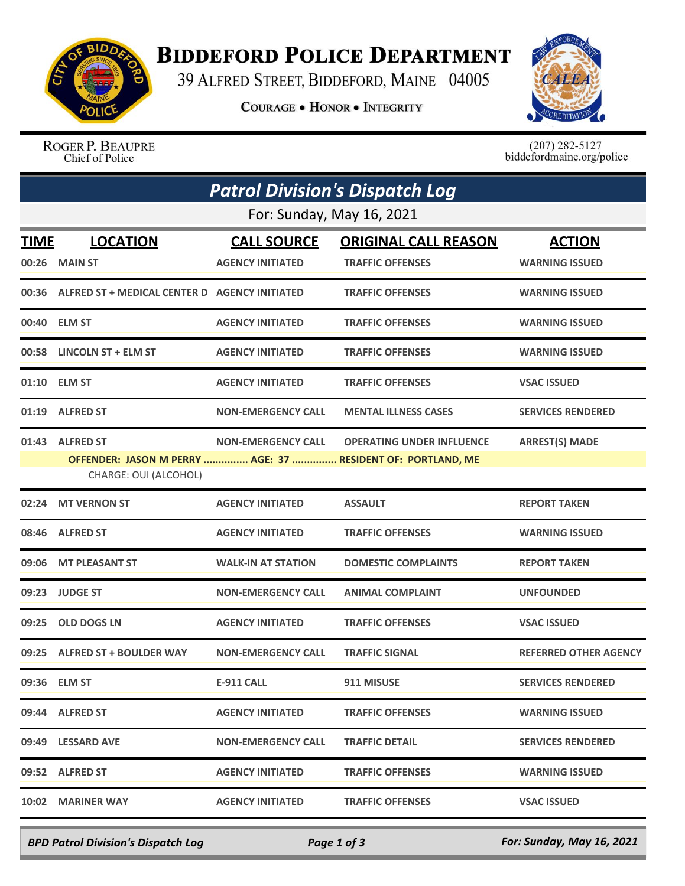# Biddeford Police Department

39 Alfred Street, Biddeford, Maine 04005

Courage • Honor • Integrity

Roger P. Beaupre
Chief of Police

(207) 282-5127
biddefordmaine.org/police

## Patrol Division's Dispatch Log

For: Sunday, May 16, 2021

| TIME | LOCATION | CALL SOURCE | ORIGINAL CALL REASON | ACTION |
|---|---|---|---|---|
| 00:26 | MAIN ST | AGENCY INITIATED | TRAFFIC OFFENSES | WARNING ISSUED |
| 00:36 | ALFRED ST + MEDICAL CENTER D | AGENCY INITIATED | TRAFFIC OFFENSES | WARNING ISSUED |
| 00:40 | ELM ST | AGENCY INITIATED | TRAFFIC OFFENSES | WARNING ISSUED |
| 00:58 | LINCOLN ST + ELM ST | AGENCY INITIATED | TRAFFIC OFFENSES | WARNING ISSUED |
| 01:10 | ELM ST | AGENCY INITIATED | TRAFFIC OFFENSES | VSAC ISSUED |
| 01:19 | ALFRED ST | NON-EMERGENCY CALL | MENTAL ILLNESS CASES | SERVICES RENDERED |
| 01:43 | ALFRED ST | NON-EMERGENCY CALL | OPERATING UNDER INFLUENCE | ARREST(S) MADE |
| | OFFENDER: JASON M PERRY ............... AGE: 37 ............... RESIDENT OF: PORTLAND, ME | | | |
| | CHARGE: OUI (ALCOHOL) | | | |
| 02:24 | MT VERNON ST | AGENCY INITIATED | ASSAULT | REPORT TAKEN |
| 08:46 | ALFRED ST | AGENCY INITIATED | TRAFFIC OFFENSES | WARNING ISSUED |
| 09:06 | MT PLEASANT ST | WALK-IN AT STATION | DOMESTIC COMPLAINTS | REPORT TAKEN |
| 09:23 | JUDGE ST | NON-EMERGENCY CALL | ANIMAL COMPLAINT | UNFOUNDED |
| 09:25 | OLD DOGS LN | AGENCY INITIATED | TRAFFIC OFFENSES | VSAC ISSUED |
| 09:25 | ALFRED ST + BOULDER WAY | NON-EMERGENCY CALL | TRAFFIC SIGNAL | REFERRED OTHER AGENCY |
| 09:36 | ELM ST | E-911 CALL | 911 MISUSE | SERVICES RENDERED |
| 09:44 | ALFRED ST | AGENCY INITIATED | TRAFFIC OFFENSES | WARNING ISSUED |
| 09:49 | LESSARD AVE | NON-EMERGENCY CALL | TRAFFIC DETAIL | SERVICES RENDERED |
| 09:52 | ALFRED ST | AGENCY INITIATED | TRAFFIC OFFENSES | WARNING ISSUED |
| 10:02 | MARINER WAY | AGENCY INITIATED | TRAFFIC OFFENSES | VSAC ISSUED |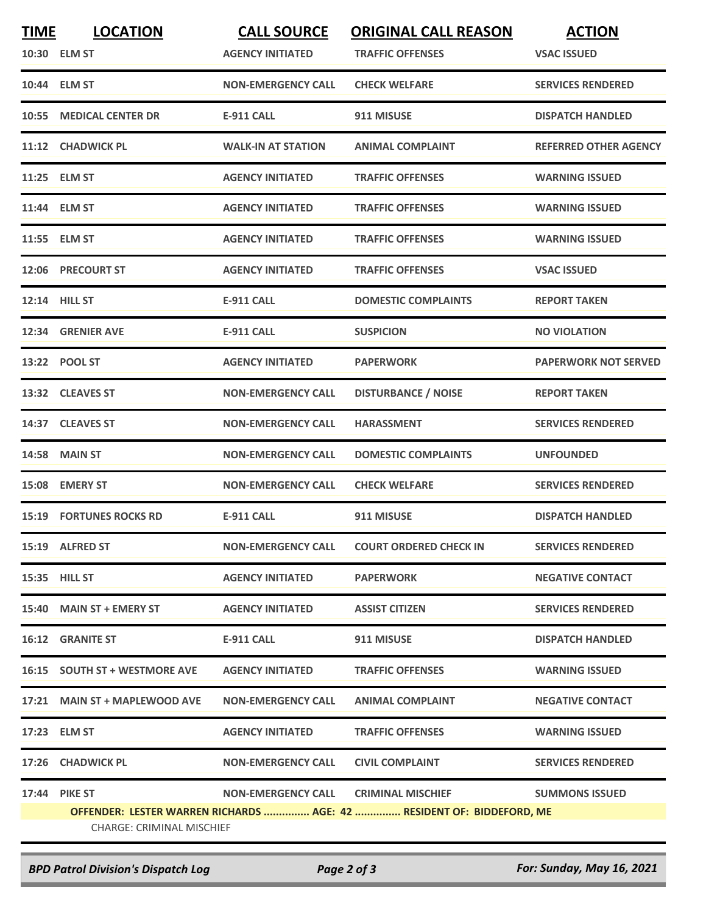| TIME | LOCATION | CALL SOURCE | ORIGINAL CALL REASON | ACTION |
|---|---|---|---|---|
| 10:30 | ELM ST | AGENCY INITIATED | TRAFFIC OFFENSES | VSAC ISSUED |
| 10:44 | ELM ST | NON-EMERGENCY CALL | CHECK WELFARE | SERVICES RENDERED |
| 10:55 | MEDICAL CENTER DR | E-911 CALL | 911 MISUSE | DISPATCH HANDLED |
| 11:12 | CHADWICK PL | WALK-IN AT STATION | ANIMAL COMPLAINT | REFERRED OTHER AGENCY |
| 11:25 | ELM ST | AGENCY INITIATED | TRAFFIC OFFENSES | WARNING ISSUED |
| 11:44 | ELM ST | AGENCY INITIATED | TRAFFIC OFFENSES | WARNING ISSUED |
| 11:55 | ELM ST | AGENCY INITIATED | TRAFFIC OFFENSES | WARNING ISSUED |
| 12:06 | PRECOURT ST | AGENCY INITIATED | TRAFFIC OFFENSES | VSAC ISSUED |
| 12:14 | HILL ST | E-911 CALL | DOMESTIC COMPLAINTS | REPORT TAKEN |
| 12:34 | GRENIER AVE | E-911 CALL | SUSPICION | NO VIOLATION |
| 13:22 | POOL ST | AGENCY INITIATED | PAPERWORK | PAPERWORK NOT SERVED |
| 13:32 | CLEAVES ST | NON-EMERGENCY CALL | DISTURBANCE / NOISE | REPORT TAKEN |
| 14:37 | CLEAVES ST | NON-EMERGENCY CALL | HARASSMENT | SERVICES RENDERED |
| 14:58 | MAIN ST | NON-EMERGENCY CALL | DOMESTIC COMPLAINTS | UNFOUNDED |
| 15:08 | EMERY ST | NON-EMERGENCY CALL | CHECK WELFARE | SERVICES RENDERED |
| 15:19 | FORTUNES ROCKS RD | E-911 CALL | 911 MISUSE | DISPATCH HANDLED |
| 15:19 | ALFRED ST | NON-EMERGENCY CALL | COURT ORDERED CHECK IN | SERVICES RENDERED |
| 15:35 | HILL ST | AGENCY INITIATED | PAPERWORK | NEGATIVE CONTACT |
| 15:40 | MAIN ST + EMERY ST | AGENCY INITIATED | ASSIST CITIZEN | SERVICES RENDERED |
| 16:12 | GRANITE ST | E-911 CALL | 911 MISUSE | DISPATCH HANDLED |
| 16:15 | SOUTH ST + WESTMORE AVE | AGENCY INITIATED | TRAFFIC OFFENSES | WARNING ISSUED |
| 17:21 | MAIN ST + MAPLEWOOD AVE | NON-EMERGENCY CALL | ANIMAL COMPLAINT | NEGATIVE CONTACT |
| 17:23 | ELM ST | AGENCY INITIATED | TRAFFIC OFFENSES | WARNING ISSUED |
| 17:26 | CHADWICK PL | NON-EMERGENCY CALL | CIVIL COMPLAINT | SERVICES RENDERED |
| 17:44 | PIKE ST | NON-EMERGENCY CALL | CRIMINAL MISCHIEF | SUMMONS ISSUED |

**OFFENDER: LESTER WARREN RICHARDS ............... AGE: 42 ............... RESIDENT OF: BIDDEFORD, ME**

CHARGE: CRIMINAL MISCHIEF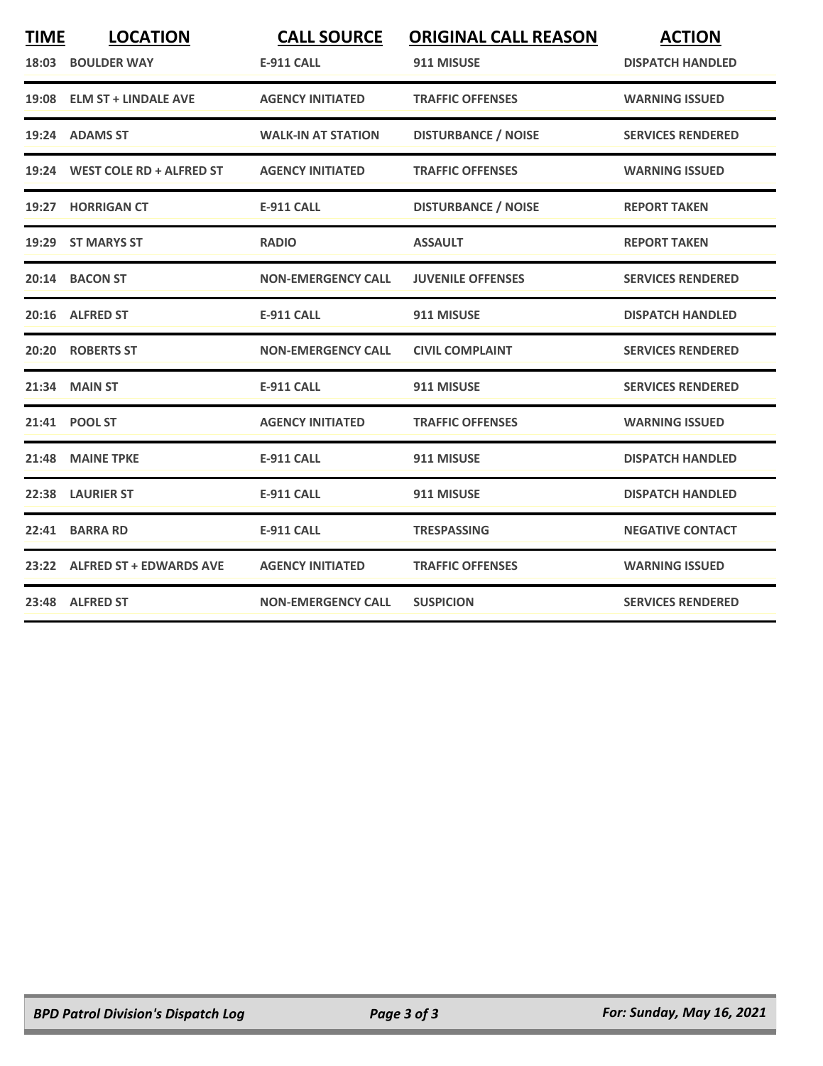| TIME | LOCATION | CALL SOURCE | ORIGINAL CALL REASON | ACTION |
|---|---|---|---|---|
| 18:03 | BOULDER WAY | E-911 CALL | 911 MISUSE | DISPATCH HANDLED |
| 19:08 | ELM ST + LINDALE AVE | AGENCY INITIATED | TRAFFIC OFFENSES | WARNING ISSUED |
| 19:24 | ADAMS ST | WALK-IN AT STATION | DISTURBANCE / NOISE | SERVICES RENDERED |
| 19:24 | WEST COLE RD + ALFRED ST | AGENCY INITIATED | TRAFFIC OFFENSES | WARNING ISSUED |
| 19:27 | HORRIGAN CT | E-911 CALL | DISTURBANCE / NOISE | REPORT TAKEN |
| 19:29 | ST MARYS ST | RADIO | ASSAULT | REPORT TAKEN |
| 20:14 | BACON ST | NON-EMERGENCY CALL | JUVENILE OFFENSES | SERVICES RENDERED |
| 20:16 | ALFRED ST | E-911 CALL | 911 MISUSE | DISPATCH HANDLED |
| 20:20 | ROBERTS ST | NON-EMERGENCY CALL | CIVIL COMPLAINT | SERVICES RENDERED |
| 21:34 | MAIN ST | E-911 CALL | 911 MISUSE | SERVICES RENDERED |
| 21:41 | POOL ST | AGENCY INITIATED | TRAFFIC OFFENSES | WARNING ISSUED |
| 21:48 | MAINE TPKE | E-911 CALL | 911 MISUSE | DISPATCH HANDLED |
| 22:38 | LAURIER ST | E-911 CALL | 911 MISUSE | DISPATCH HANDLED |
| 22:41 | BARRA RD | E-911 CALL | TRESPASSING | NEGATIVE CONTACT |
| 23:22 | ALFRED ST + EDWARDS AVE | AGENCY INITIATED | TRAFFIC OFFENSES | WARNING ISSUED |
| 23:48 | ALFRED ST | NON-EMERGENCY CALL | SUSPICION | SERVICES RENDERED |